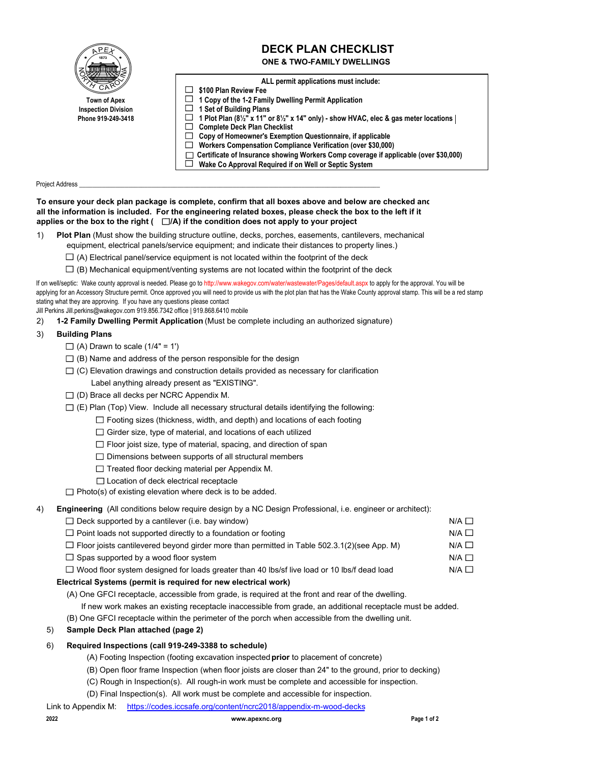Town of Apex
Inspection Division
Phone 919-249-3418

# DECK PLAN CHECKLIST

## ONE & TWO-FAMILY DWELLINGS

**ALL permit applications must include:**

- ☐ **$100 Plan Review Fee**
- ☐ **1 Copy of the 1-2 Family Dwelling Permit Application**
- ☐ **1 Set of Building Plans**
- ☐ **1 Plot Plan (8½" x 11" or 8½" x 14" only) - show HVAC, elec & gas meter locations**
- ☐ **Complete Deck Plan Checklist**
- ☐ **Copy of Homeowner's Exemption Questionnaire, if applicable**
- ☐ **Workers Compensation Compliance Verification (over $30,000)**
- ☐ **Certificate of Insurance showing Workers Comp coverage if applicable (over $30,000)**
- ☐ **Wake Co Approval Required if on Well or Septic System**

Project Address ______________________________________________________________________________

**To ensure your deck plan package is complete, confirm that all boxes above and below are checked and all the information is included. For the engineering related boxes, please check the box to the left if it applies or the box to the right ( ☐/A) if the condition does not apply to your project**

1) **Plot Plan** (Must show the building structure outline, decks, porches, easements, cantilevers, mechanical equipment, electrical panels/service equipment; and indicate their distances to property lines.)
   - ☐ (A) Electrical panel/service equipment is not located within the footprint of the deck
   - ☐ (B) Mechanical equipment/venting systems are not located within the footprint of the deck

If on well/septic: Wake county approval is needed. Please go to http://www.wakegov.com/water/wastewater/Pages/default.aspx to apply for the approval. You will be applying for an Accessory Structure permit. Once approved you will need to provide us with the plot plan that has the Wake County approval stamp. This will be a red stamp stating what they are approving. If you have any questions please contact
Jill Perkins Jill.perkins@wakegov.com 919.856.7342 office | 919.868.6410 mobile

2) **1-2 Family Dwelling Permit Application** (Must be complete including an authorized signature)

3) **Building Plans**
   - ☐ (A) Drawn to scale (1/4" = 1')
   - ☐ (B) Name and address of the person responsible for the design
   - ☐ (C) Elevation drawings and construction details provided as necessary for clarification
     Label anything already present as "EXISTING".
   - ☐ (D) Brace all decks per NCRC Appendix M.
   - ☐ (E) Plan (Top) View. Include all necessary structural details identifying the following:
     - ☐ Footing sizes (thickness, width, and depth) and locations of each footing
     - ☐ Girder size, type of material, and locations of each utilized
     - ☐ Floor joist size, type of material, spacing, and direction of span
     - ☐ Dimensions between supports of all structural members
     - ☐ Treated floor decking material per Appendix M.
     - ☐ Location of deck electrical receptacle
   - ☐ Photo(s) of existing elevation where deck is to be added.

4) **Engineering** (All conditions below require design by a NC Design Professional, i.e. engineer or architect):
   - ☐ Deck supported by a cantilever (i.e. bay window) — N/A ☐
   - ☐ Point loads not supported directly to a foundation or footing — N/A ☐
   - ☐ Floor joists cantilevered beyond girder more than permitted in Table 502.3.1(2)(see App. M) — N/A ☐
   - ☐ Spas supported by a wood floor system — N/A ☐
   - ☐ Wood floor system designed for loads greater than 40 lbs/sf live load or 10 lbs/f dead load — N/A ☐

   **Electrical Systems (permit is required for new electrical work)**

   (A) One GFCI receptacle, accessible from grade, is required at the front and rear of the dwelling.
   If new work makes an existing receptacle inaccessible from grade, an additional receptacle must be added.
   (B) One GFCI receptacle within the perimeter of the porch when accessible from the dwelling unit.

5) **Sample Deck Plan attached (page 2)**

6) **Required Inspections (call 919-249-3388 to schedule)**
   (A) Footing Inspection (footing excavation inspected **prior** to placement of concrete)
   (B) Open floor frame Inspection (when floor joists are closer than 24" to the ground, prior to decking)
   (C) Rough in Inspection(s). All rough-in work must be complete and accessible for inspection.
   (D) Final Inspection(s). All work must be complete and accessible for inspection.

Link to Appendix M: https://codes.iccsafe.org/content/ncrc2018/appendix-m-wood-decks

2022 www.apexnc.org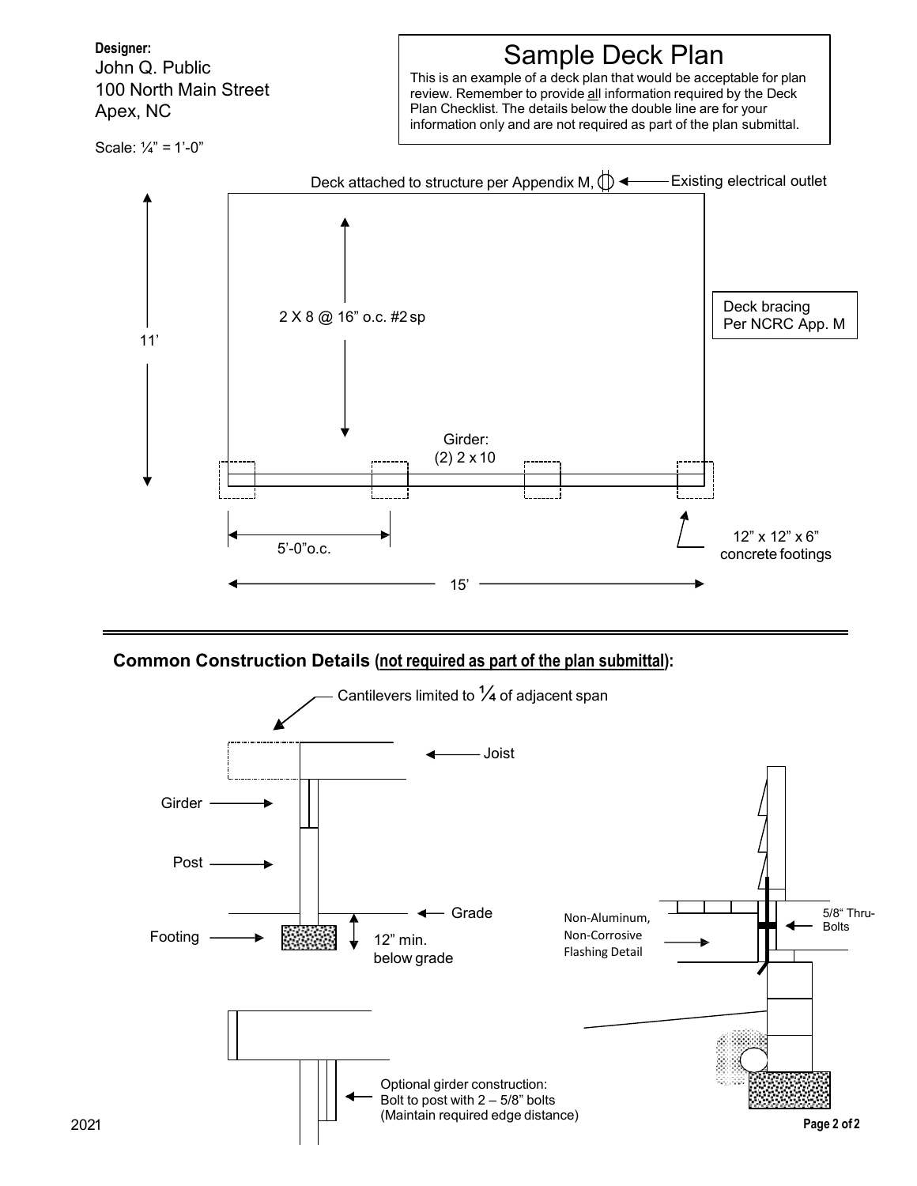**Designer:**
John Q. Public
100 North Main Street
Apex, NC

Scale: ¼" = 1'-0"

# Sample Deck Plan

This is an example of a deck plan that would be acceptable for plan review. Remember to provide all information required by the Deck Plan Checklist. The details below the double line are for your information only and are not required as part of the plan submittal.

Deck attached to structure per Appendix M,

Existing electrical outlet

11'

2 X 8 @ 16" o.c. #2 sp

Deck bracing
Per NCRC App. M

Girder:
(2) 2 x 10

5'-0"o.c.

12" x 12" x 6"
concrete footings

15'

---

## Common Construction Details (not required as part of the plan submittal):

Cantilevers limited to ¼ of adjacent span

Joist

Girder

Post

Grade

Footing

12" min.
below grade

Non-Aluminum,
Non-Corrosive
Flashing Detail

5/8" Thru-Bolts

Optional girder construction:
Bolt to post with 2 – 5/8" bolts
(Maintain required edge distance)

2021